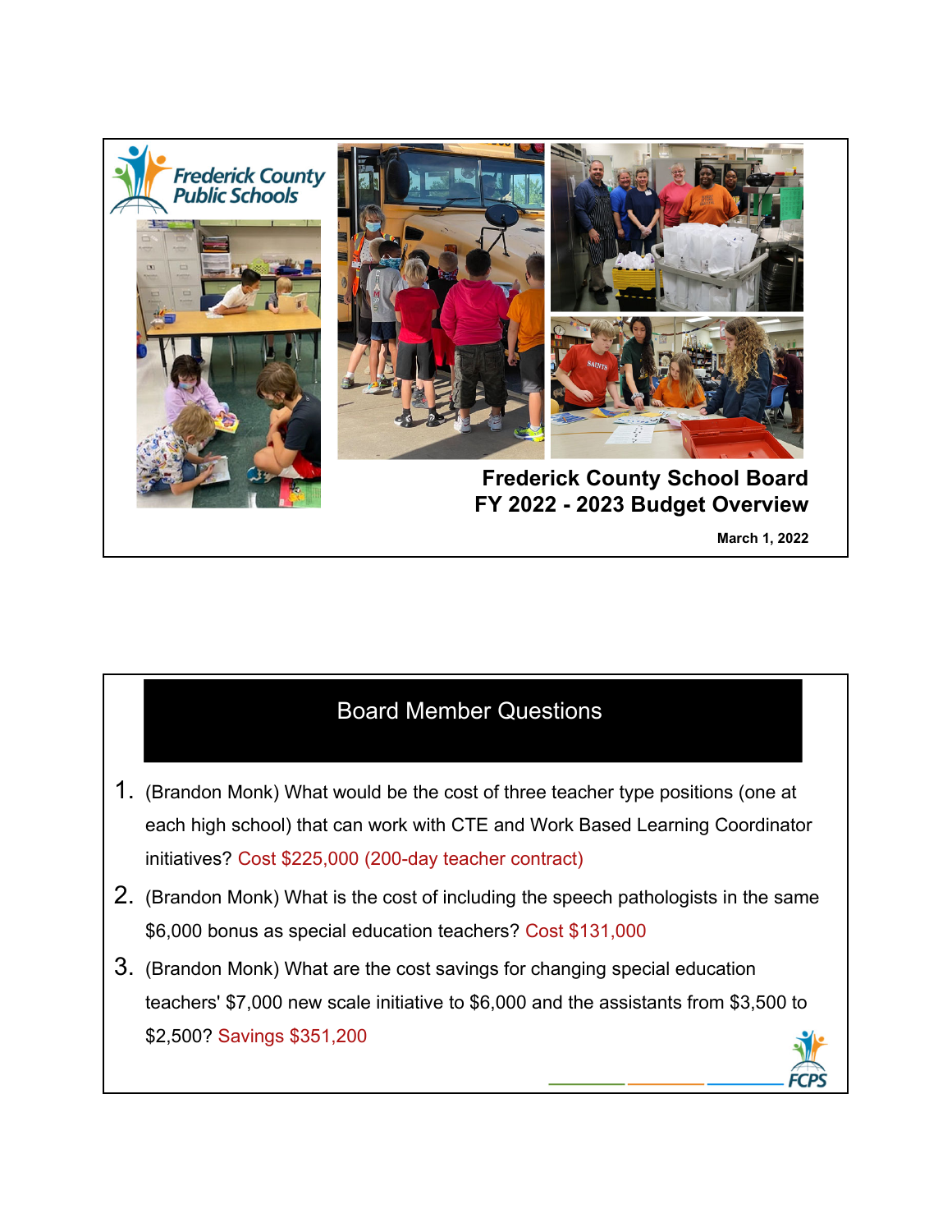Frederick County Public Schools

# Frederick County School Board
# FY 2022 - 2023 Budget Overview

**March 1, 2022**

## Board Member Questions

1. (Brandon Monk) What would be the cost of three teacher type positions (one at each high school) that can work with CTE and Work Based Learning Coordinator initiatives? Cost $225,000 (200-day teacher contract)
2. (Brandon Monk) What is the cost of including the speech pathologists in the same $6,000 bonus as special education teachers? Cost $131,000
3. (Brandon Monk) What are the cost savings for changing special education teachers' $7,000 new scale initiative to $6,000 and the assistants from $3,500 to $2,500? Savings $351,200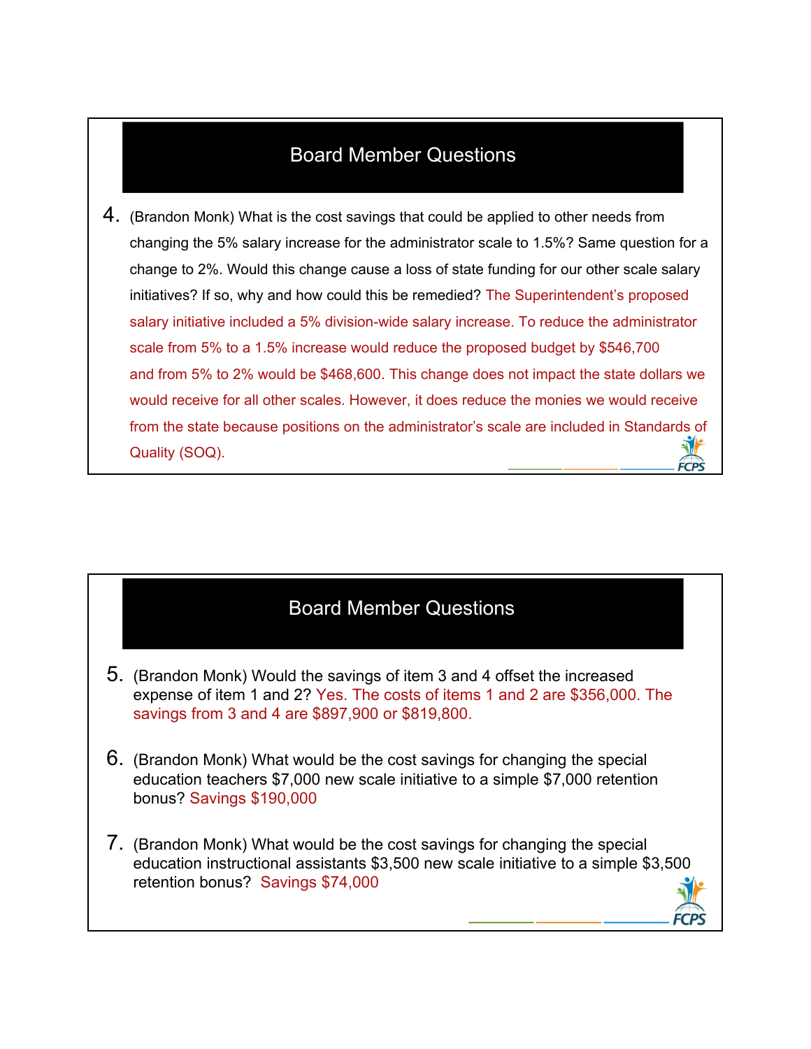## Board Member Questions

4. (Brandon Monk) What is the cost savings that could be applied to other needs from changing the 5% salary increase for the administrator scale to 1.5%? Same question for a change to 2%. Would this change cause a loss of state funding for our other scale salary initiatives? If so, why and how could this be remedied? The Superintendent's proposed salary initiative included a 5% division-wide salary increase. To reduce the administrator scale from 5% to a 1.5% increase would reduce the proposed budget by $546,700 and from 5% to 2% would be $468,600. This change does not impact the state dollars we would receive for all other scales. However, it does reduce the monies we would receive from the state because positions on the administrator's scale are included in Standards of Quality (SOQ).

## Board Member Questions

5. (Brandon Monk) Would the savings of item 3 and 4 offset the increased expense of item 1 and 2? Yes. The costs of items 1 and 2 are $356,000. The savings from 3 and 4 are $897,900 or $819,800.

6. (Brandon Monk) What would be the cost savings for changing the special education teachers $7,000 new scale initiative to a simple $7,000 retention bonus? Savings $190,000

7. (Brandon Monk) What would be the cost savings for changing the special education instructional assistants $3,500 new scale initiative to a simple $3,500 retention bonus? Savings $74,000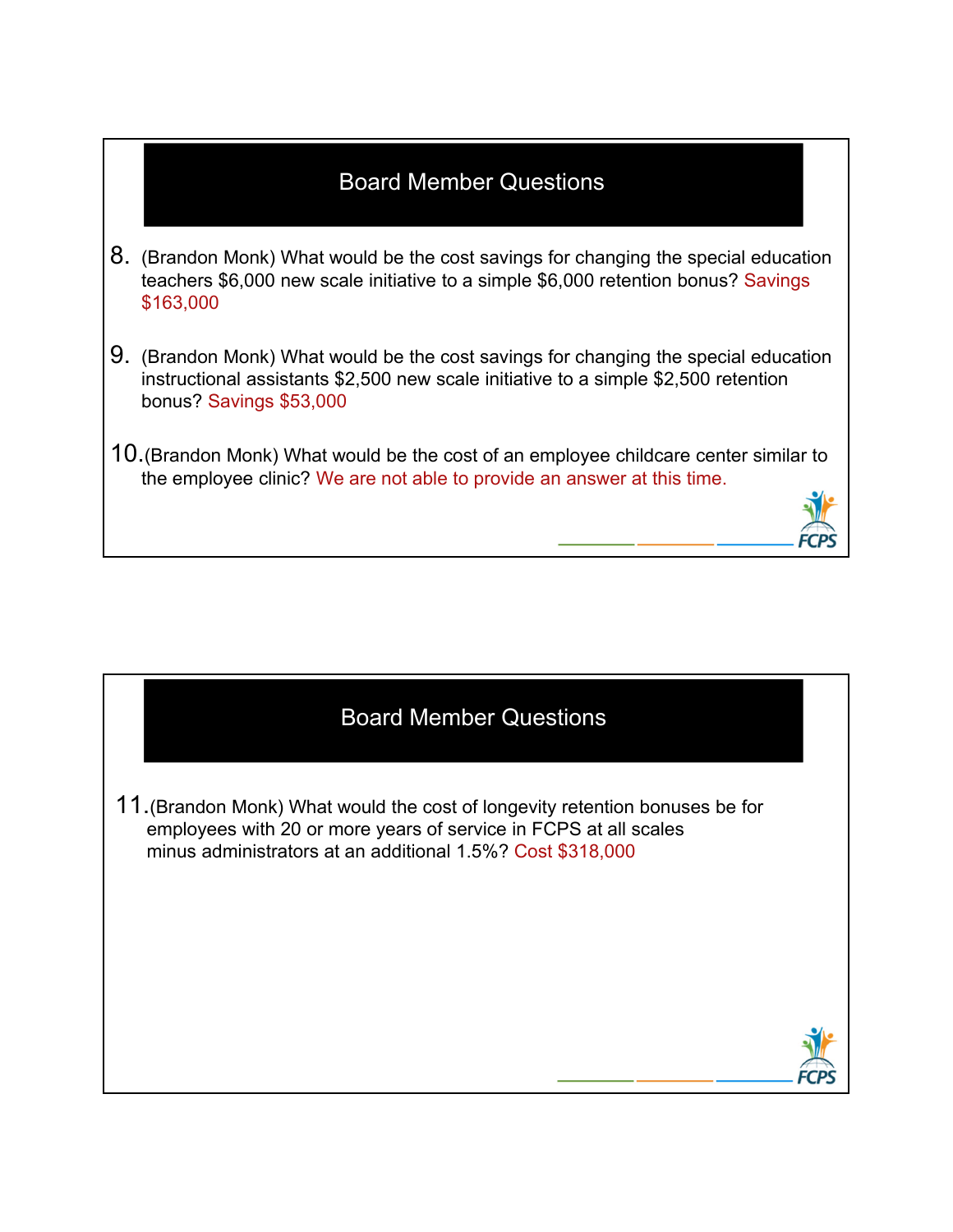## Board Member Questions

8. (Brandon Monk) What would be the cost savings for changing the special education teachers $6,000 new scale initiative to a simple $6,000 retention bonus? Savings $163,000

9. (Brandon Monk) What would be the cost savings for changing the special education instructional assistants $2,500 new scale initiative to a simple $2,500 retention bonus? Savings $53,000

10. (Brandon Monk) What would be the cost of an employee childcare center similar to the employee clinic? We are not able to provide an answer at this time.

## Board Member Questions

11. (Brandon Monk) What would the cost of longevity retention bonuses be for employees with 20 or more years of service in FCPS at all scales minus administrators at an additional 1.5%? Cost $318,000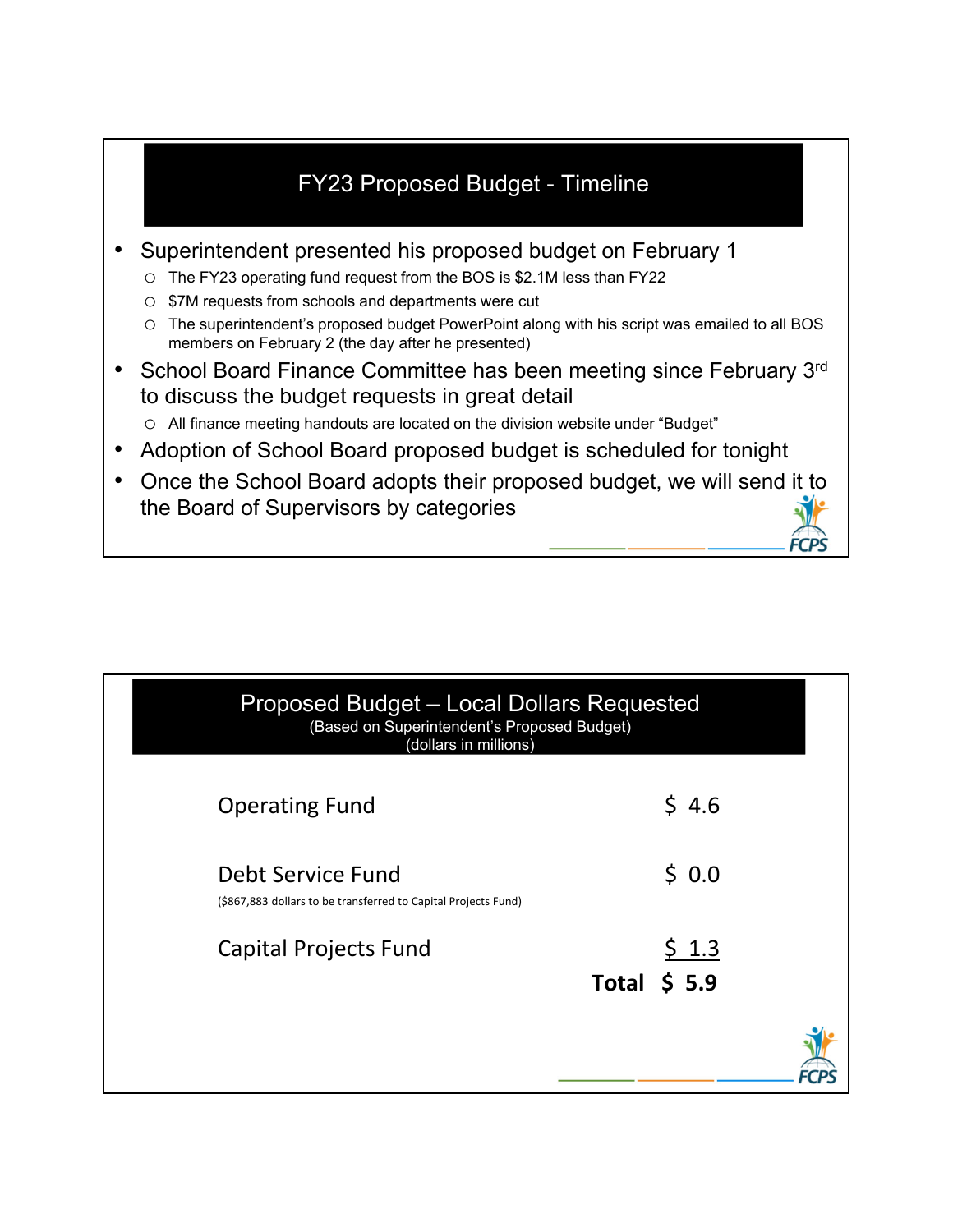## FY23 Proposed Budget - Timeline

- Superintendent presented his proposed budget on February 1
  - The FY23 operating fund request from the BOS is $2.1M less than FY22
  - $7M requests from schools and departments were cut
  - The superintendent's proposed budget PowerPoint along with his script was emailed to all BOS members on February 2 (the day after he presented)
- School Board Finance Committee has been meeting since February 3rd to discuss the budget requests in great detail
  - All finance meeting handouts are located on the division website under "Budget"
- Adoption of School Board proposed budget is scheduled for tonight
- Once the School Board adopts their proposed budget, we will send it to the Board of Supervisors by categories

## Proposed Budget – Local Dollars Requested

(Based on Superintendent's Proposed Budget)
(dollars in millions)

| | |
|---|---|
| Operating Fund | $ 4.6 |
| Debt Service Fund<br>($867,883 dollars to be transferred to Capital Projects Fund) | $ 0.0 |
| Capital Projects Fund | $ 1.3 |
| **Total** | **$ 5.9** |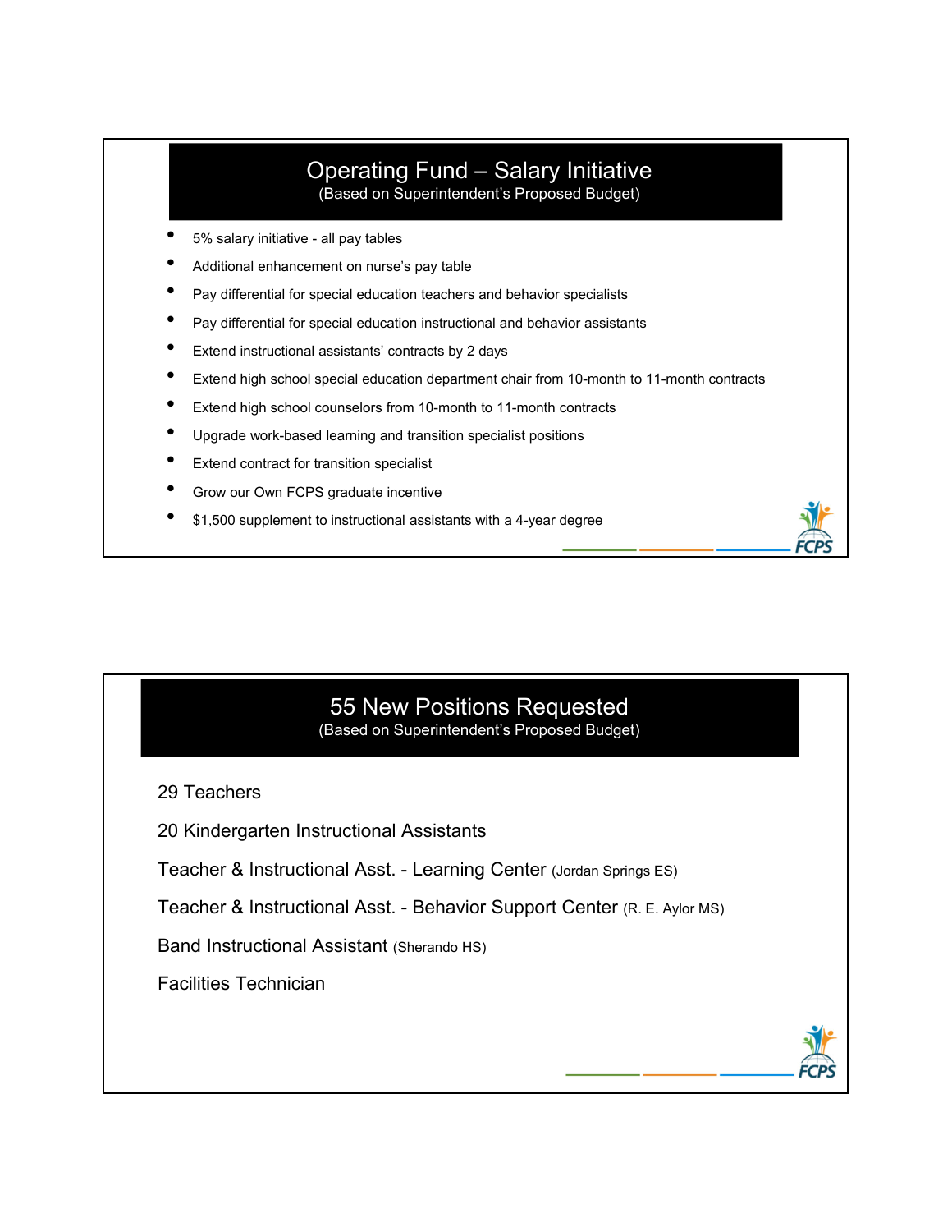## Operating Fund – Salary Initiative

(Based on Superintendent's Proposed Budget)

- 5% salary initiative - all pay tables
- Additional enhancement on nurse's pay table
- Pay differential for special education teachers and behavior specialists
- Pay differential for special education instructional and behavior assistants
- Extend instructional assistants' contracts by 2 days
- Extend high school special education department chair from 10-month to 11-month contracts
- Extend high school counselors from 10-month to 11-month contracts
- Upgrade work-based learning and transition specialist positions
- Extend contract for transition specialist
- Grow our Own FCPS graduate incentive
- $1,500 supplement to instructional assistants with a 4-year degree

## 55 New Positions Requested

(Based on Superintendent's Proposed Budget)

29 Teachers

20 Kindergarten Instructional Assistants

Teacher & Instructional Asst. - Learning Center (Jordan Springs ES)

Teacher & Instructional Asst. - Behavior Support Center (R. E. Aylor MS)

Band Instructional Assistant (Sherando HS)

Facilities Technician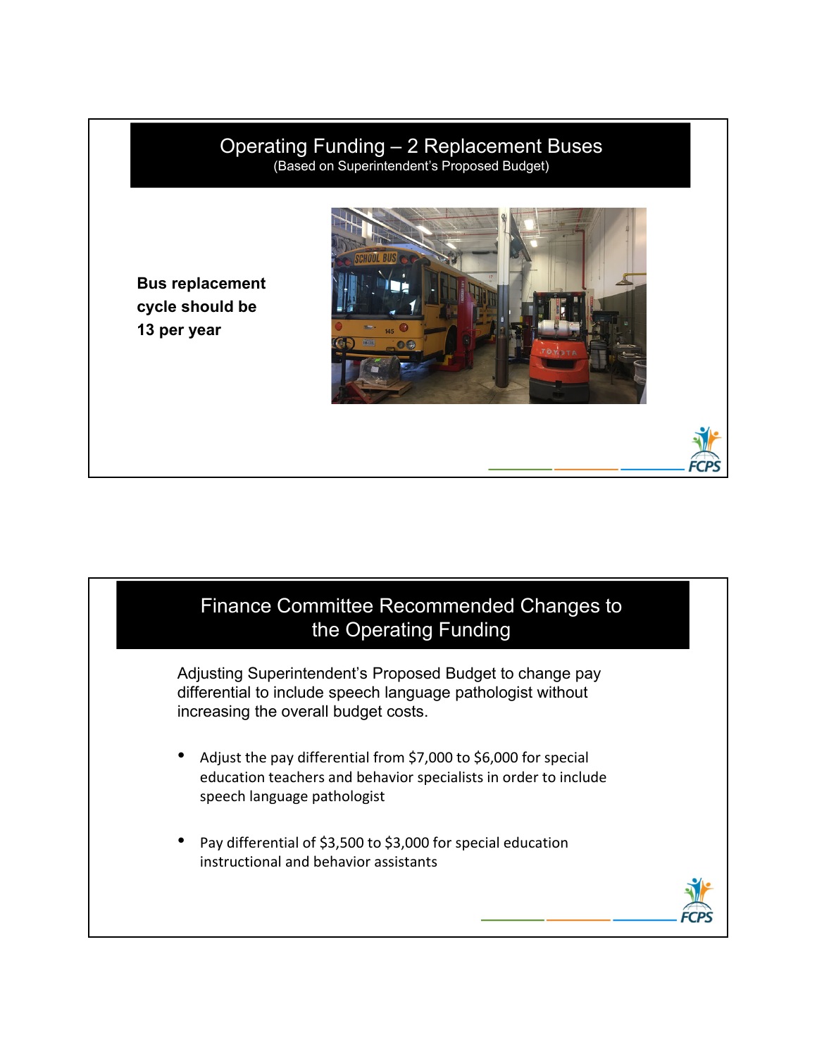## Operating Funding – 2 Replacement Buses

(Based on Superintendent's Proposed Budget)

**Bus replacement cycle should be 13 per year**

## Finance Committee Recommended Changes to the Operating Funding

Adjusting Superintendent's Proposed Budget to change pay differential to include speech language pathologist without increasing the overall budget costs.

- Adjust the pay differential from $7,000 to $6,000 for special education teachers and behavior specialists in order to include speech language pathologist
- Pay differential of $3,500 to $3,000 for special education instructional and behavior assistants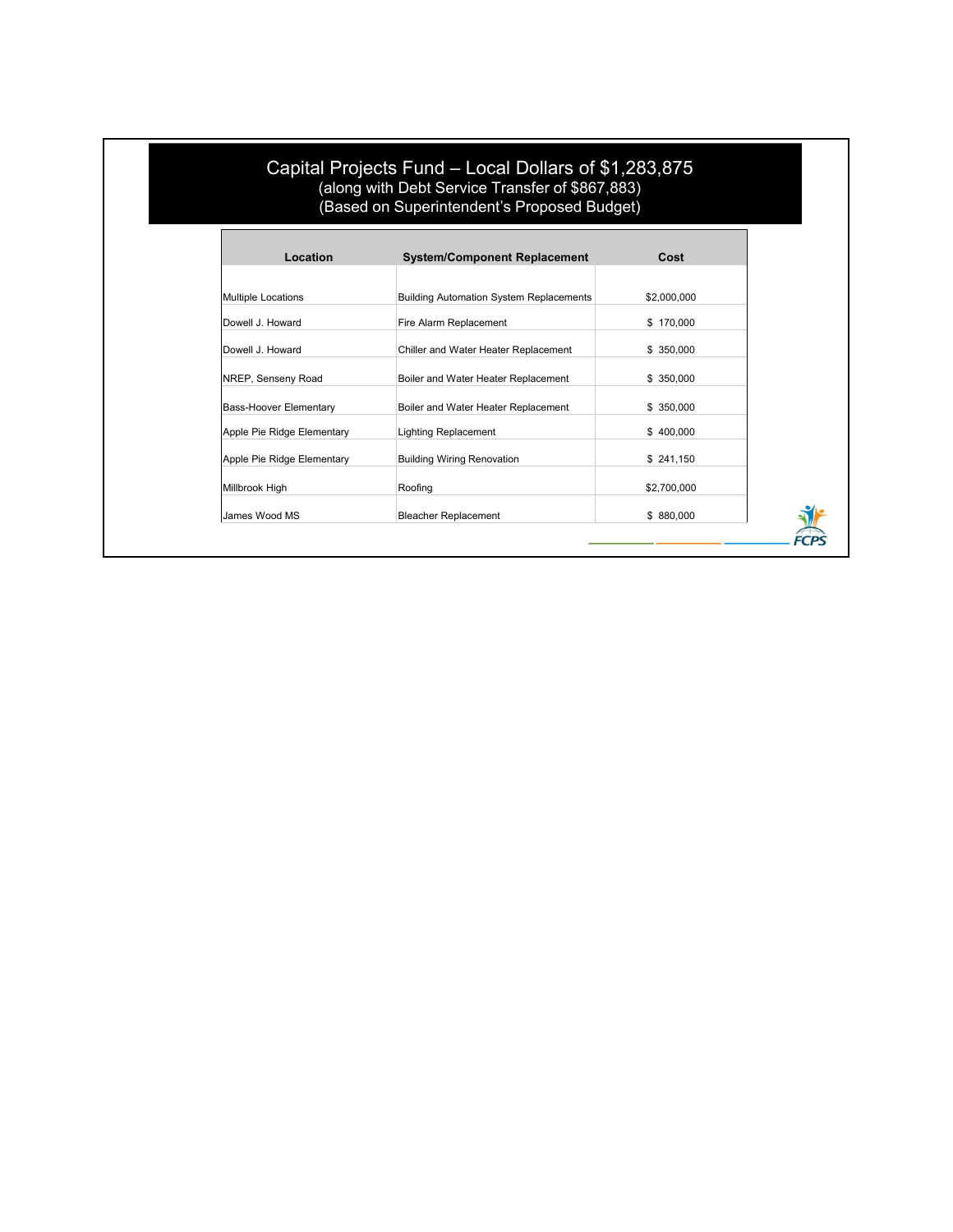# Capital Projects Fund – Local Dollars of $1,283,875

(along with Debt Service Transfer of $867,883)
(Based on Superintendent's Proposed Budget)

| Location | System/Component Replacement | Cost |
|---|---|---|
| Multiple Locations | Building Automation System Replacements | $2,000,000 |
| Dowell J. Howard | Fire Alarm Replacement | $ 170,000 |
| Dowell J. Howard | Chiller and Water Heater Replacement | $ 350,000 |
| NREP, Senseny Road | Boiler and Water Heater Replacement | $ 350,000 |
| Bass-Hoover Elementary | Boiler and Water Heater Replacement | $ 350,000 |
| Apple Pie Ridge Elementary | Lighting Replacement | $ 400,000 |
| Apple Pie Ridge Elementary | Building Wiring Renovation | $ 241,150 |
| Millbrook High | Roofing | $2,700,000 |
| James Wood MS | Bleacher Replacement | $ 880,000 |

FCPS